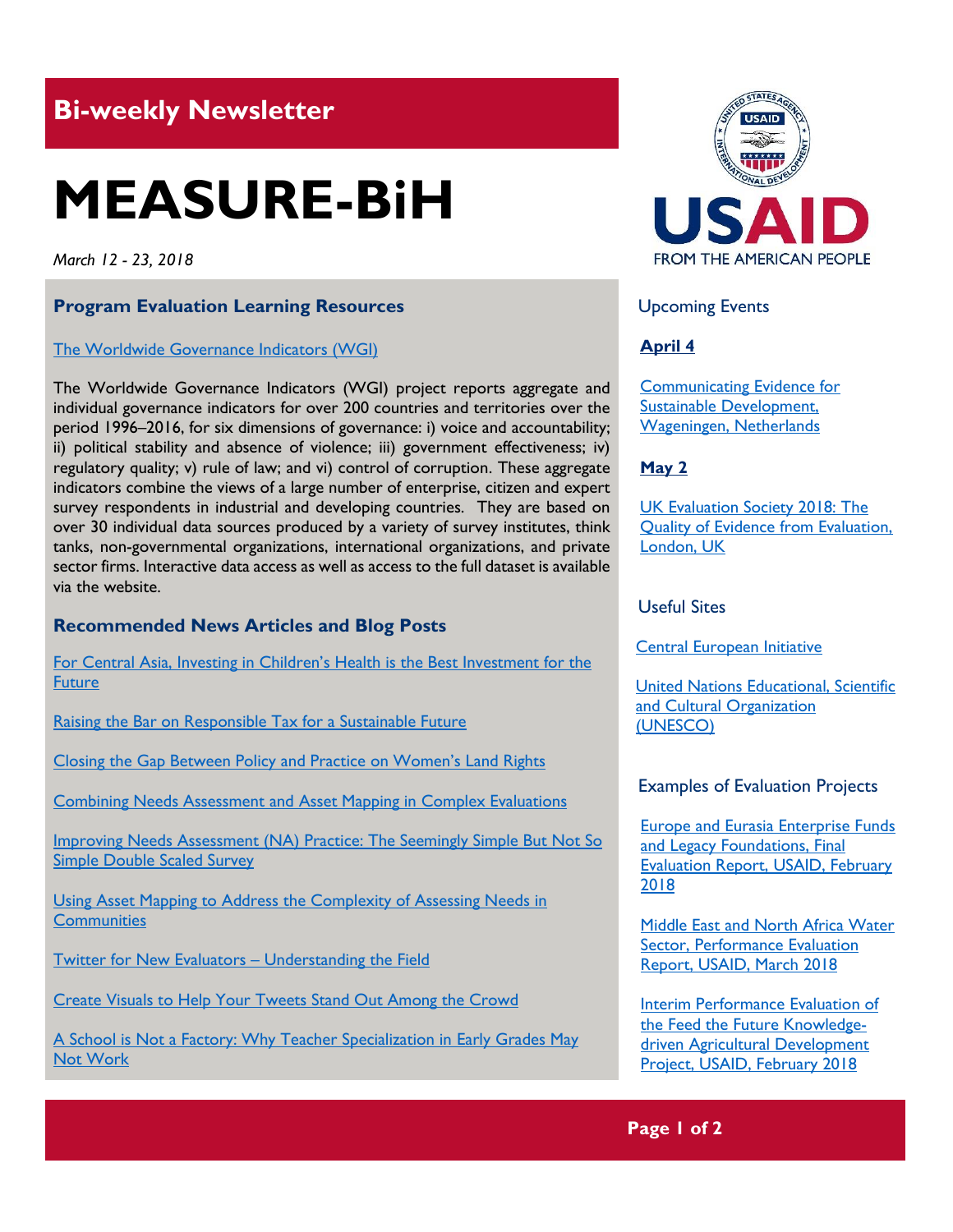## Bi-weekly Newsletter

# MEASURE-BiH

*March 12 - 23, 2018*

### Program Evaluation Learning Resources

[The Worldwide Governance Indicators (WGI)]

The Worldwide Governance Indicators (WGI) project reports aggregate and individual governance indicators for over 200 countries and territories over the period 1996–2016, for six dimensions of governance: i) voice and accountability; ii) political stability and absence of violence; iii) government effectiveness; iv) regulatory quality; v) rule of law; and vi) control of corruption. These aggregate indicators combine the views of a large number of enterprise, citizen and expert survey respondents in industrial and developing countries. They are based on over 30 individual data sources produced by a variety of survey institutes, think tanks, non-governmental organizations, international organizations, and private sector firms. Interactive data access as well as access to the full dataset is available via the website.

### Recommended News Articles and Blog Posts

For Central Asia, Investing in Children's Health is the Best Investment for the Future

Raising the Bar on Responsible Tax for a Sustainable Future

Closing the Gap Between Policy and Practice on Women's Land Rights

Combining Needs Assessment and Asset Mapping in Complex Evaluations

Improving Needs Assessment (NA) Practice: The Seemingly Simple But Not So Simple Double Scaled Survey

Using Asset Mapping to Address the Complexity of Assessing Needs in Communities

Twitter for New Evaluators – Understanding the Field

Create Visuals to Help Your Tweets Stand Out Among the Crowd

A School is Not a Factory: Why Teacher Specialization in Early Grades May Not Work

USAID
FROM THE AMERICAN PEOPLE

### Upcoming Events

**April 4**

Communicating Evidence for Sustainable Development, Wageningen, Netherlands

**May 2**

UK Evaluation Society 2018: The Quality of Evidence from Evaluation, London, UK

### Useful Sites

Central European Initiative

United Nations Educational, Scientific and Cultural Organization (UNESCO)

### Examples of Evaluation Projects

Europe and Eurasia Enterprise Funds and Legacy Foundations, Final Evaluation Report, USAID, February 2018

Middle East and North Africa Water Sector, Performance Evaluation Report, USAID, March 2018

Interim Performance Evaluation of the Feed the Future Knowledge-driven Agricultural Development Project, USAID, February 2018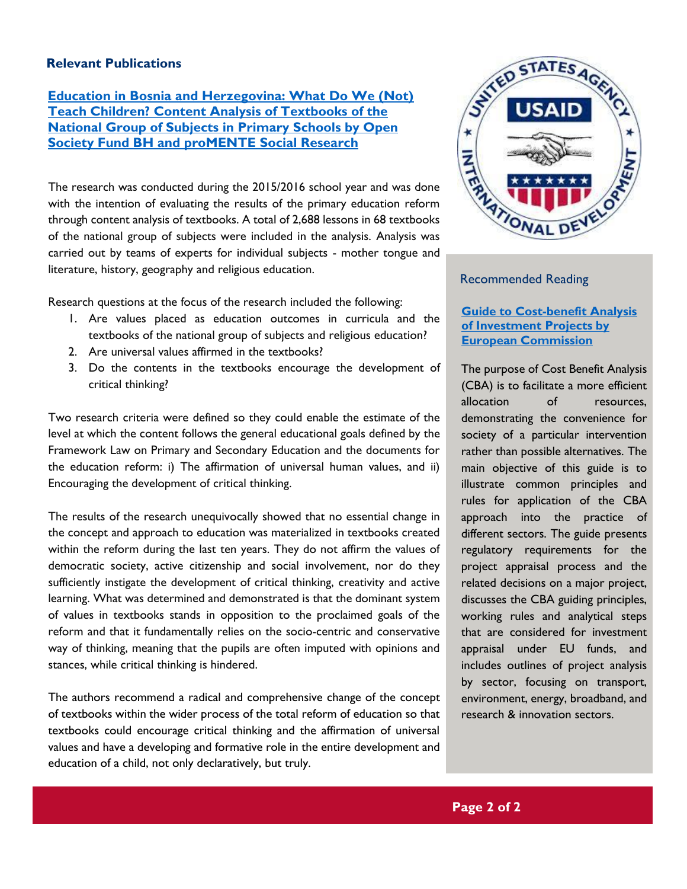## Relevant Publications

**Education in Bosnia and Herzegovina: What Do We (Not) Teach Children? Content Analysis of Textbooks of the National Group of Subjects in Primary Schools by Open Society Fund BH and proMENTE Social Research**

The research was conducted during the 2015/2016 school year and was done with the intention of evaluating the results of the primary education reform through content analysis of textbooks. A total of 2,688 lessons in 68 textbooks of the national group of subjects were included in the analysis. Analysis was carried out by teams of experts for individual subjects - mother tongue and literature, history, geography and religious education.

Research questions at the focus of the research included the following:

1. Are values placed as education outcomes in curricula and the textbooks of the national group of subjects and religious education?
2. Are universal values affirmed in the textbooks?
3. Do the contents in the textbooks encourage the development of critical thinking?

Two research criteria were defined so they could enable the estimate of the level at which the content follows the general educational goals defined by the Framework Law on Primary and Secondary Education and the documents for the education reform: i) The affirmation of universal human values, and ii) Encouraging the development of critical thinking.

The results of the research unequivocally showed that no essential change in the concept and approach to education was materialized in textbooks created within the reform during the last ten years. They do not affirm the values of democratic society, active citizenship and social involvement, nor do they sufficiently instigate the development of critical thinking, creativity and active learning. What was determined and demonstrated is that the dominant system of values in textbooks stands in opposition to the proclaimed goals of the reform and that it fundamentally relies on the socio-centric and conservative way of thinking, meaning that the pupils are often imputed with opinions and stances, while critical thinking is hindered.

The authors recommend a radical and comprehensive change of the concept of textbooks within the wider process of the total reform of education so that textbooks could encourage critical thinking and the affirmation of universal values and have a developing and formative role in the entire development and education of a child, not only declaratively, but truly.

### Recommended Reading

**Guide to Cost-benefit Analysis of Investment Projects by European Commission**

The purpose of Cost Benefit Analysis (CBA) is to facilitate a more efficient allocation of resources, demonstrating the convenience for society of a particular intervention rather than possible alternatives. The main objective of this guide is to illustrate common principles and rules for application of the CBA approach into the practice of different sectors. The guide presents regulatory requirements for the project appraisal process and the related decisions on a major project, discusses the CBA guiding principles, working rules and analytical steps that are considered for investment appraisal under EU funds, and includes outlines of project analysis by sector, focusing on transport, environment, energy, broadband, and research & innovation sectors.